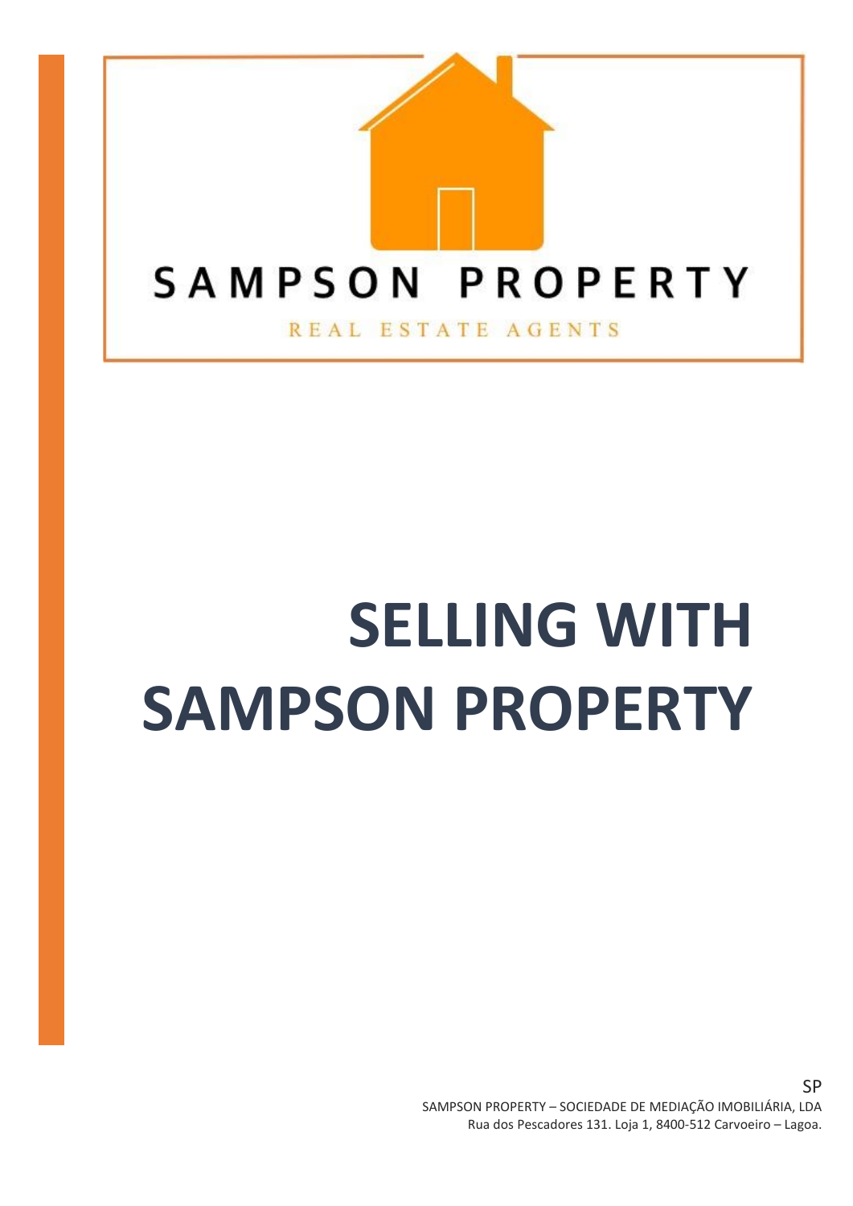SAMPSON PROPERTY

REAL ESTATE AGENTS

# SELLING WITH SAMPSON PROPERTY

SP

SAMPSON PROPERTY – SOCIEDADE DE MEDIAÇÃO IMOBILIÁRIA, LDA

Rua dos Pescadores 131. Loja 1, 8400-512 Carvoeiro – Lagoa.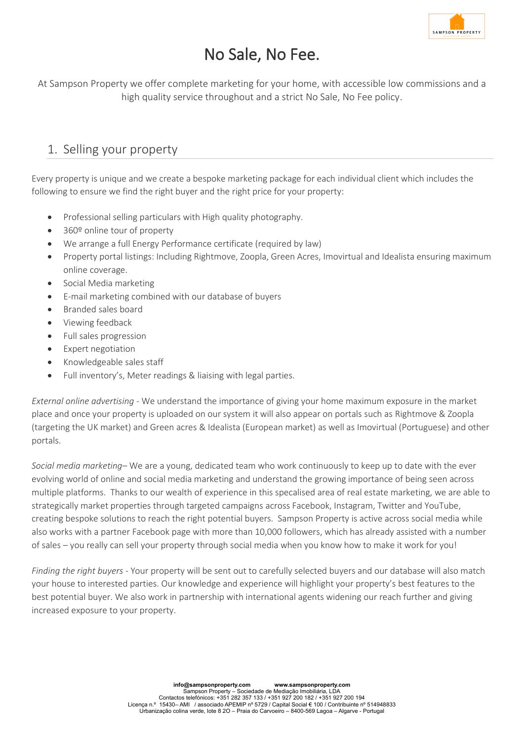# No Sale, No Fee.

At Sampson Property we offer complete marketing for your home, with accessible low commissions and a high quality service throughout and a strict No Sale, No Fee policy.

## 1. Selling your property

Every property is unique and we create a bespoke marketing package for each individual client which includes the following to ensure we find the right buyer and the right price for your property:

- Professional selling particulars with High quality photography.
- 360º online tour of property
- We arrange a full Energy Performance certificate (required by law)
- Property portal listings: Including Rightmove, Zoopla, Green Acres, Imovirtual and Idealista ensuring maximum online coverage.
- Social Media marketing
- E-mail marketing combined with our database of buyers
- Branded sales board
- Viewing feedback
- Full sales progression
- Expert negotiation
- Knowledgeable sales staff
- Full inventory's, Meter readings & liaising with legal parties.

*External online advertising* - We understand the importance of giving your home maximum exposure in the market place and once your property is uploaded on our system it will also appear on portals such as Rightmove & Zoopla (targeting the UK market) and Green acres & Idealista (European market) as well as Imovirtual (Portuguese) and other portals.

*Social media marketing*– We are a young, dedicated team who work continuously to keep up to date with the ever evolving world of online and social media marketing and understand the growing importance of being seen across multiple platforms. Thanks to our wealth of experience in this specalised area of real estate marketing, we are able to strategically market properties through targeted campaigns across Facebook, Instagram, Twitter and YouTube, creating bespoke solutions to reach the right potential buyers. Sampson Property is active across social media while also works with a partner Facebook page with more than 10,000 followers, which has already assisted with a number of sales – you really can sell your property through social media when you know how to make it work for you!

*Finding the right buyers* - Your property will be sent out to carefully selected buyers and our database will also match your house to interested parties. Our knowledge and experience will highlight your property's best features to the best potential buyer. We also work in partnership with international agents widening our reach further and giving increased exposure to your property.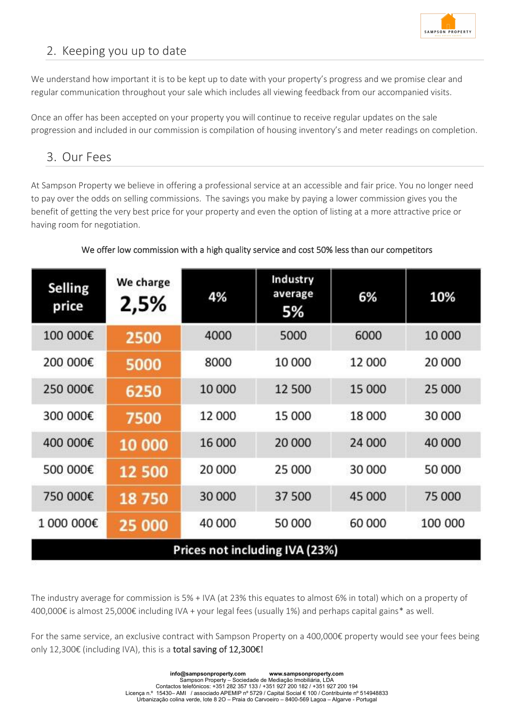## 2. Keeping you up to date

We understand how important it is to be kept up to date with your property's progress and we promise clear and regular communication throughout your sale which includes all viewing feedback from our accompanied visits.

Once an offer has been accepted on your property you will continue to receive regular updates on the sale progression and included in our commission is compilation of housing inventory's and meter readings on completion.

## 3. Our Fees

At Sampson Property we believe in offering a professional service at an accessible and fair price. You no longer need to pay over the odds on selling commissions. The savings you make by paying a lower commission gives you the benefit of getting the very best price for your property and even the option of listing at a more attractive price or having room for negotiation.

We offer low commission with a high quality service and cost 50% less than our competitors

| Selling price | We charge 2,5% | 4% | Industry average 5% | 6% | 10% |
|---|---|---|---|---|---|
| 100 000€ | 2500 | 4000 | 5000 | 6000 | 10 000 |
| 200 000€ | 5000 | 8000 | 10 000 | 12 000 | 20 000 |
| 250 000€ | 6250 | 10 000 | 12 500 | 15 000 | 25 000 |
| 300 000€ | 7500 | 12 000 | 15 000 | 18 000 | 30 000 |
| 400 000€ | 10 000 | 16 000 | 20 000 | 24 000 | 40 000 |
| 500 000€ | 12 500 | 20 000 | 25 000 | 30 000 | 50 000 |
| 750 000€ | 18 750 | 30 000 | 37 500 | 45 000 | 75 000 |
| 1 000 000€ | 25 000 | 40 000 | 50 000 | 60 000 | 100 000 |
| Prices not including IVA (23%) | | | | | |

The industry average for commission is 5% + IVA (at 23% this equates to almost 6% in total) which on a property of 400,000€ is almost 25,000€ including IVA + your legal fees (usually 1%) and perhaps capital gains* as well.

For the same service, an exclusive contract with Sampson Property on a 400,000€ property would see your fees being only 12,300€ (including IVA), this is a total saving of 12,300€!

**info@sampsonproperty.com** **www.sampsonproperty.com**
Sampson Property – Sociedade de Mediação Imobiliária, LDA
Contactos telefónicos: +351 282 357 133 / +351 927 200 182 / +351 927 200 194
Licença n.º 15430– AMI / associado APEMIP nº 5729 / Capital Social € 100 / Contribuinte nº 514948833
Urbanização colina verde, lote 8 2O – Praia do Carvoeiro – 8400-569 Lagoa – Algarve - Portugal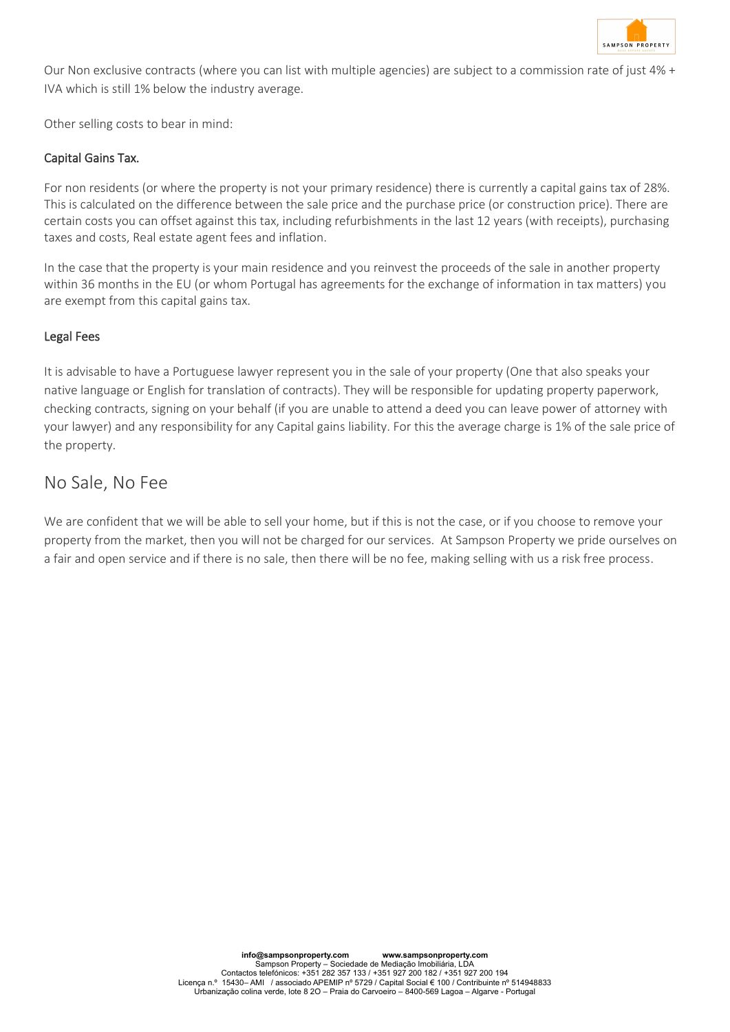Our Non exclusive contracts (where you can list with multiple agencies) are subject to a commission rate of just 4% + IVA which is still 1% below the industry average.

Other selling costs to bear in mind:

### Capital Gains Tax.

For non residents (or where the property is not your primary residence) there is currently a capital gains tax of 28%. This is calculated on the difference between the sale price and the purchase price (or construction price). There are certain costs you can offset against this tax, including refurbishments in the last 12 years (with receipts), purchasing taxes and costs, Real estate agent fees and inflation.

In the case that the property is your main residence and you reinvest the proceeds of the sale in another property within 36 months in the EU (or whom Portugal has agreements for the exchange of information in tax matters) you are exempt from this capital gains tax.

### Legal Fees

It is advisable to have a Portuguese lawyer represent you in the sale of your property (One that also speaks your native language or English for translation of contracts). They will be responsible for updating property paperwork, checking contracts, signing on your behalf (if you are unable to attend a deed you can leave power of attorney with your lawyer) and any responsibility for any Capital gains liability. For this the average charge is 1% of the sale price of the property.

## No Sale, No Fee

We are confident that we will be able to sell your home, but if this is not the case, or if you choose to remove your property from the market, then you will not be charged for our services. At Sampson Property we pride ourselves on a fair and open service and if there is no sale, then there will be no fee, making selling with us a risk free process.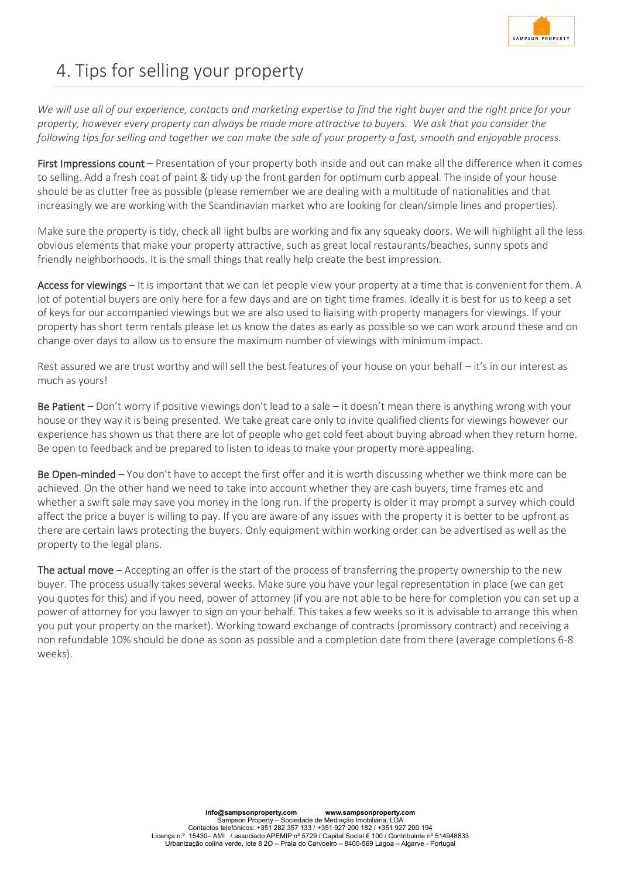# 4. Tips for selling your property

*We will use all of our experience, contacts and marketing expertise to find the right buyer and the right price for your property, however every property can always be made more attractive to buyers. We ask that you consider the following tips for selling and together we can make the sale of your property a fast, smooth and enjoyable process.*

First Impressions count – Presentation of your property both inside and out can make all the difference when it comes to selling. Add a fresh coat of paint & tidy up the front garden for optimum curb appeal. The inside of your house should be as clutter free as possible (please remember we are dealing with a multitude of nationalities and that increasingly we are working with the Scandinavian market who are looking for clean/simple lines and properties).

Make sure the property is tidy, check all light bulbs are working and fix any squeaky doors. We will highlight all the less obvious elements that make your property attractive, such as great local restaurants/beaches, sunny spots and friendly neighborhoods. It is the small things that really help create the best impression.

Access for viewings – It is important that we can let people view your property at a time that is convenient for them. A lot of potential buyers are only here for a few days and are on tight time frames. Ideally it is best for us to keep a set of keys for our accompanied viewings but we are also used to liaising with property managers for viewings. If your property has short term rentals please let us know the dates as early as possible so we can work around these and on change over days to allow us to ensure the maximum number of viewings with minimum impact.

Rest assured we are trust worthy and will sell the best features of your house on your behalf – it's in our interest as much as yours!

Be Patient – Don't worry if positive viewings don't lead to a sale – it doesn't mean there is anything wrong with your house or they way it is being presented. We take great care only to invite qualified clients for viewings however our experience has shown us that there are lot of people who get cold feet about buying abroad when they return home. Be open to feedback and be prepared to listen to ideas to make your property more appealing.

Be Open-minded – You don't have to accept the first offer and it is worth discussing whether we think more can be achieved. On the other hand we need to take into account whether they are cash buyers, time frames etc and whether a swift sale may save you money in the long run. If the property is older it may prompt a survey which could affect the price a buyer is willing to pay. If you are aware of any issues with the property it is better to be upfront as there are certain laws protecting the buyers. Only equipment within working order can be advertised as well as the property to the legal plans.

The actual move – Accepting an offer is the start of the process of transferring the property ownership to the new buyer. The process usually takes several weeks. Make sure you have your legal representation in place (we can get you quotes for this) and if you need, power of attorney (if you are not able to be here for completion you can set up a power of attorney for you lawyer to sign on your behalf. This takes a few weeks so it is advisable to arrange this when you put your property on the market). Working toward exchange of contracts (promissory contract) and receiving a non refundable 10% should be done as soon as possible and a completion date from there (average completions 6-8 weeks).